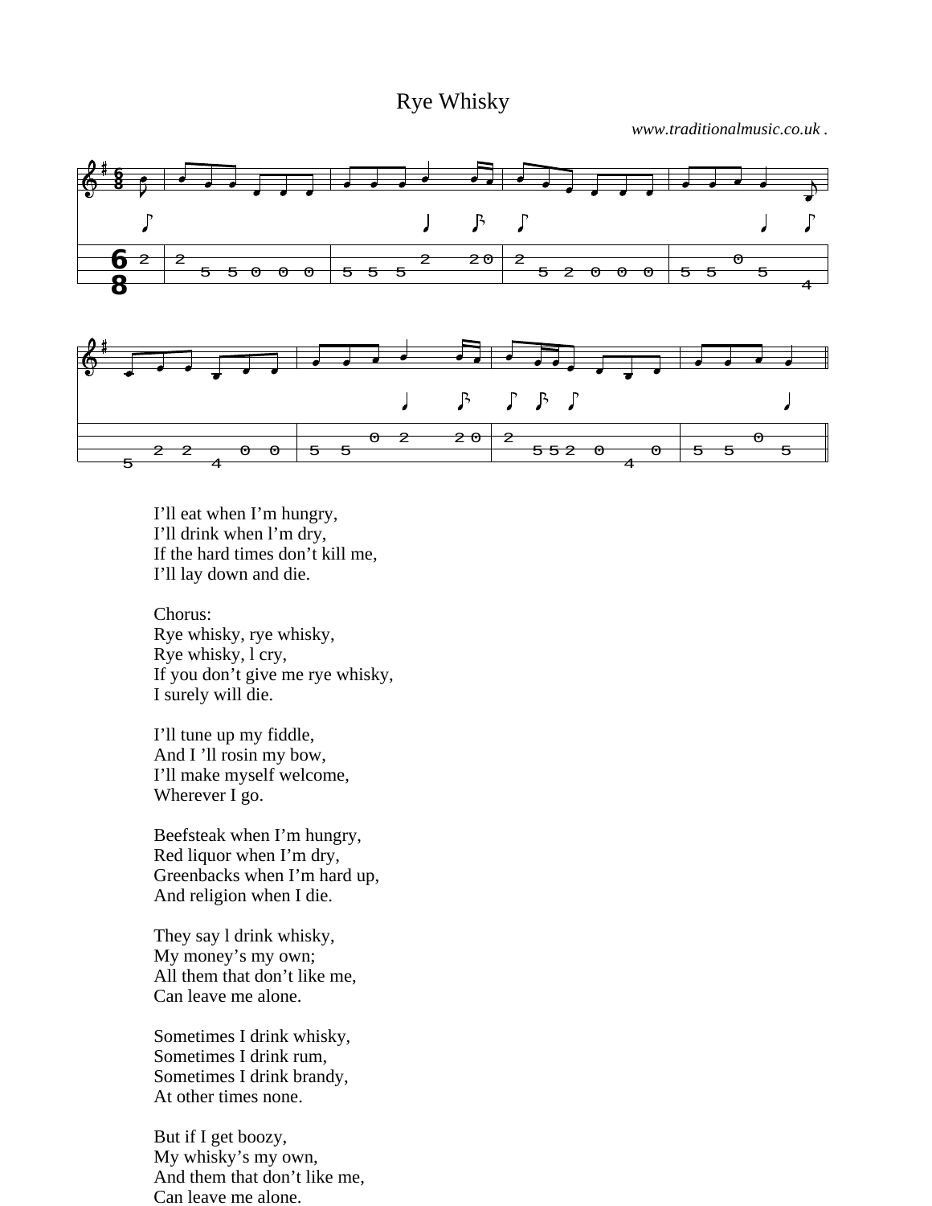# Rye Whisky

*www.traditionalmusic.co.uk .*

I’ll eat when I’m hungry,
I’ll drink when l’m dry,
If the hard times don’t kill me,
I’ll lay down and die.

Chorus:
Rye whisky, rye whisky,
Rye whisky, l cry,
If you don’t give me rye whisky,
I surely will die.

I’ll tune up my fiddle,
And I ’ll rosin my bow,
I’ll make myself welcome,
Wherever I go.

Beefsteak when I’m hungry,
Red liquor when I’m dry,
Greenbacks when I’m hard up,
And religion when I die.

They say l drink whisky,
My money’s my own;
All them that don’t like me,
Can leave me alone.

Sometimes I drink whisky,
Sometimes I drink rum,
Sometimes I drink brandy,
At other times none.

But if I get boozy,
My whisky’s my own,
And them that don’t like me,
Can leave me alone.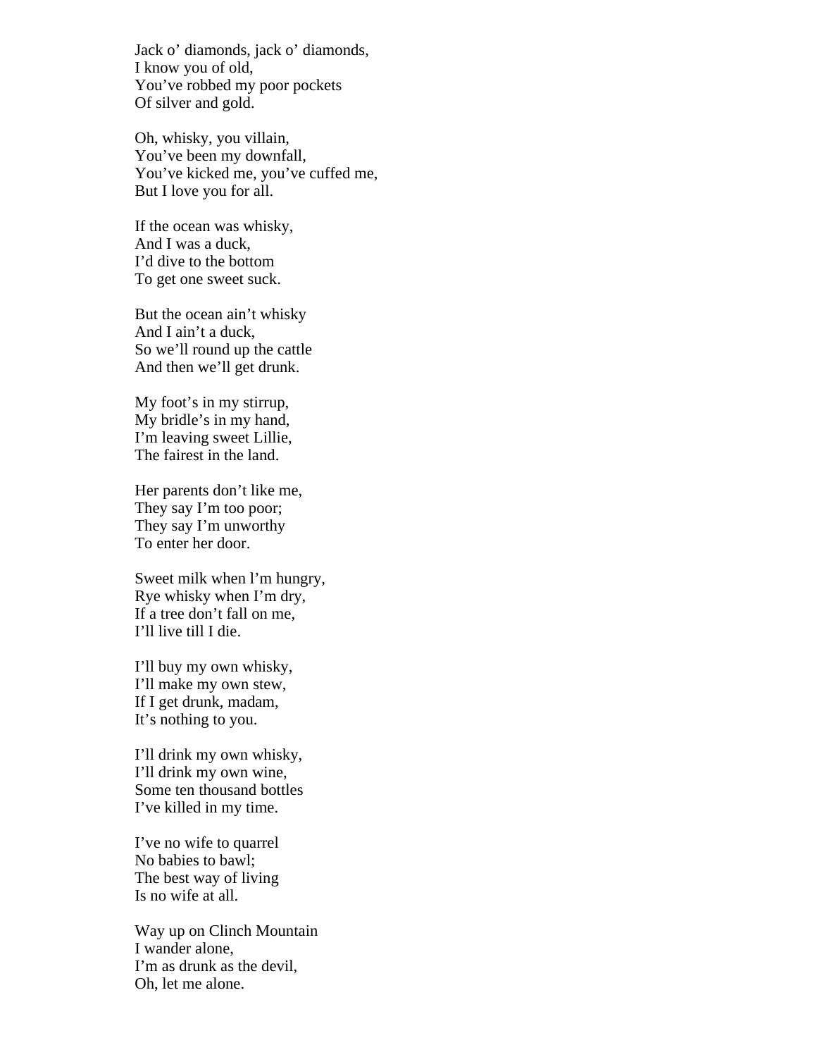Jack o’ diamonds, jack o’ diamonds,
I know you of old,
You’ve robbed my poor pockets
Of silver and gold.

Oh, whisky, you villain,
You’ve been my downfall,
You’ve kicked me, you’ve cuffed me,
But I love you for all.

If the ocean was whisky,
And I was a duck,
I’d dive to the bottom
To get one sweet suck.

But the ocean ain’t whisky
And I ain’t a duck,
So we’ll round up the cattle
And then we’ll get drunk.

My foot’s in my stirrup,
My bridle’s in my hand,
I’m leaving sweet Lillie,
The fairest in the land.

Her parents don’t like me,
They say I’m too poor;
They say I’m unworthy
To enter her door.

Sweet milk when l’m hungry,
Rye whisky when I’m dry,
If a tree don’t fall on me,
I’ll live till I die.

I’ll buy my own whisky,
I’ll make my own stew,
If I get drunk, madam,
It’s nothing to you.

I’ll drink my own whisky,
I’ll drink my own wine,
Some ten thousand bottles
I’ve killed in my time.

I’ve no wife to quarrel
No babies to bawl;
The best way of living
Is no wife at all.

Way up on Clinch Mountain
I wander alone,
I’m as drunk as the devil,
Oh, let me alone.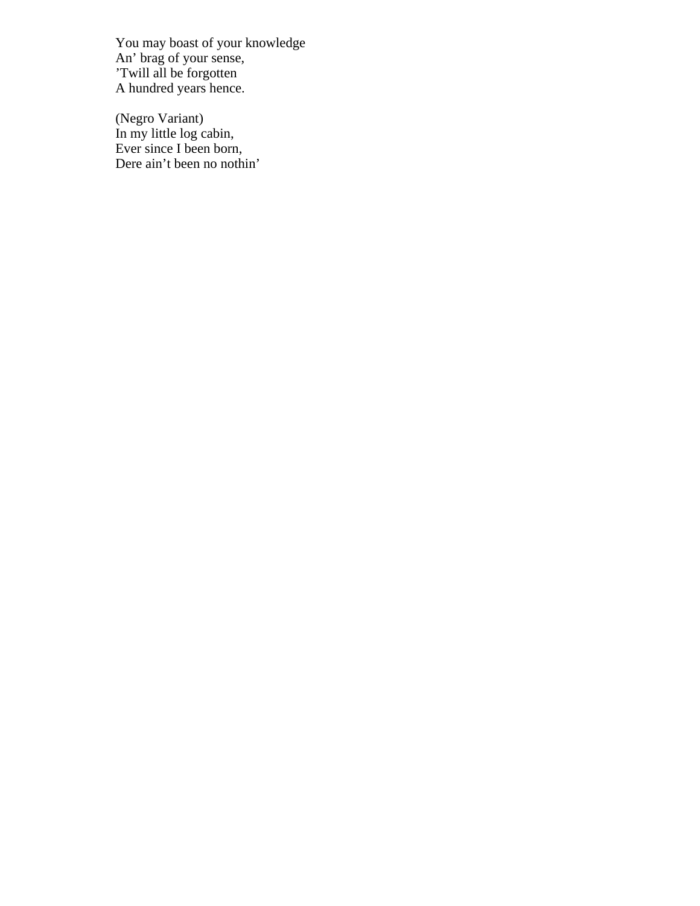You may boast of your knowledge
An’ brag of your sense,
’Twill all be forgotten
A hundred years hence.

(Negro Variant)
In my little log cabin,
Ever since I been born,
Dere ain’t been no nothin’